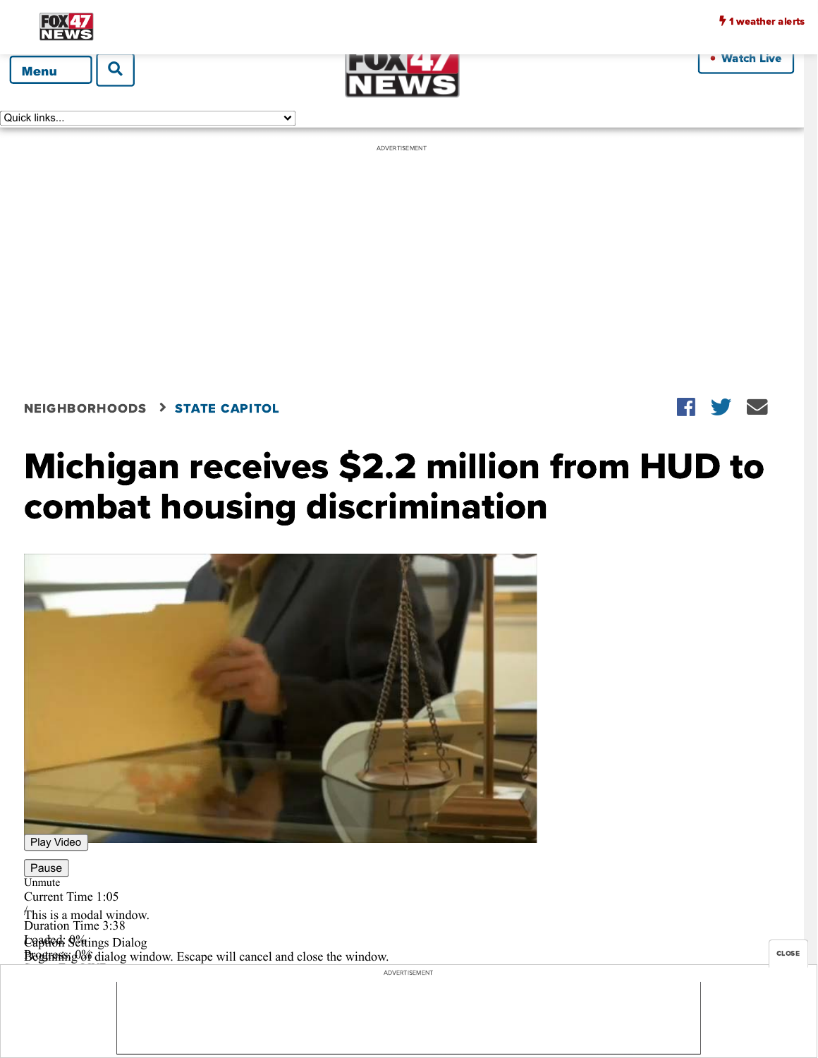NEIGHBORHOODS > STATE CAPITOL

# Michigan receives $2.2 million from HUD to combat housing discrimination

Play Video

Pause

Unmute

Current Time 1:05

/

Duration Time 3:38

Loaded: 0%

Progress: 0%

This is a modal window.

Caption Settings Dialog

Beginning of dialog window. Escape will cancel and close the window.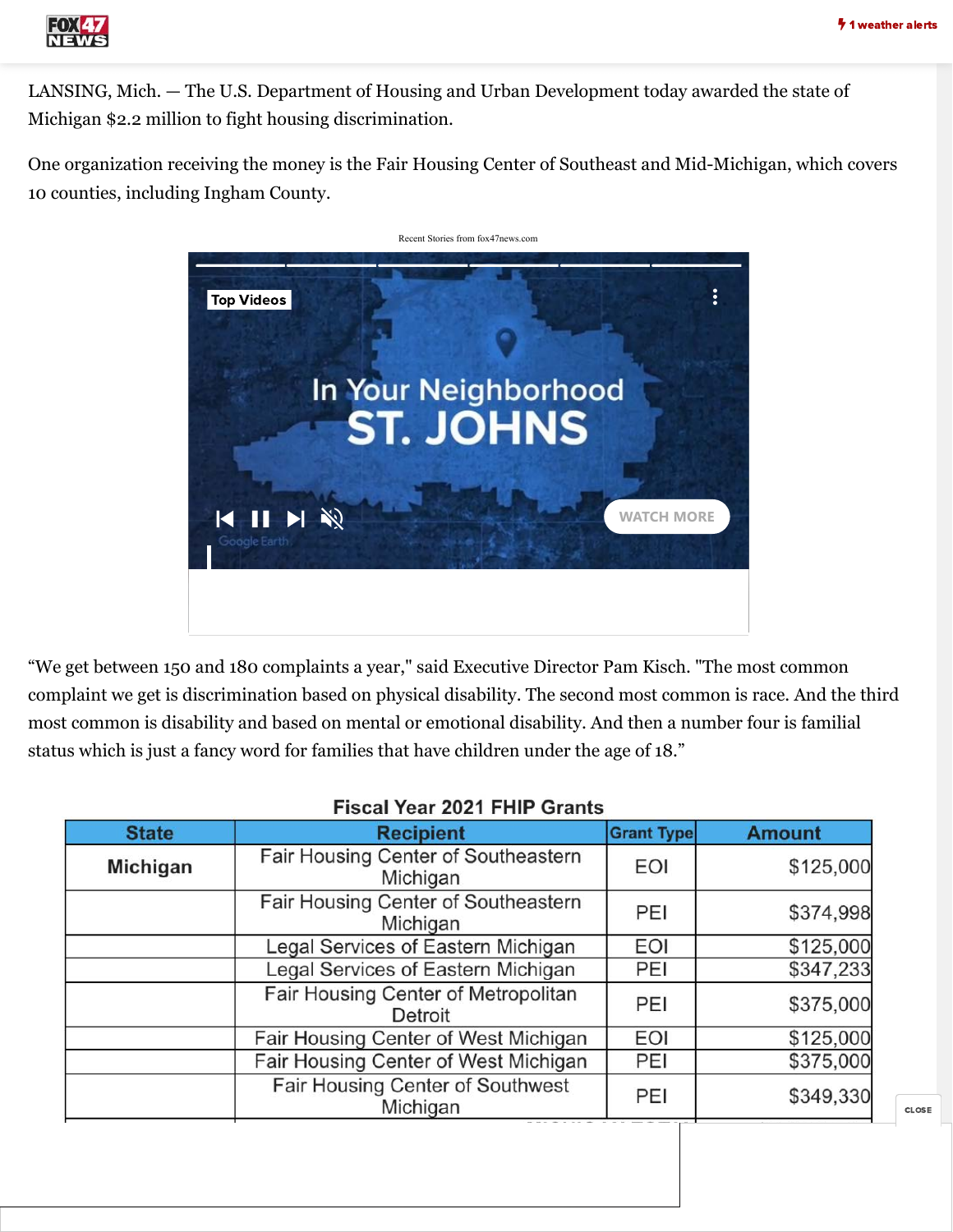LANSING, Mich. — The U.S. Department of Housing and Urban Development today awarded the state of Michigan $2.2 million to fight housing discrimination.

One organization receiving the money is the Fair Housing Center of Southeast and Mid-Michigan, which covers 10 counties, including Ingham County.

“We get between 150 and 180 complaints a year," said Executive Director Pam Kisch. "The most common complaint we get is discrimination based on physical disability. The second most common is race. And the third most common is disability and based on mental or emotional disability. And then a number four is familial status which is just a fancy word for families that have children under the age of 18.”

**Fiscal Year 2021 FHIP Grants**

| State | Recipient | Grant Type | Amount |
|---|---|---|---|
| Michigan | Fair Housing Center of Southeastern Michigan | EOI | $125,000 |
| | Fair Housing Center of Southeastern Michigan | PEI | $374,998 |
| | Legal Services of Eastern Michigan | EOI | $125,000 |
| | Legal Services of Eastern Michigan | PEI | $347,233 |
| | Fair Housing Center of Metropolitan Detroit | PEI | $375,000 |
| | Fair Housing Center of West Michigan | EOI | $125,000 |
| | Fair Housing Center of West Michigan | PEI | $375,000 |
| | Fair Housing Center of Southwest Michigan | PEI | $349,330 |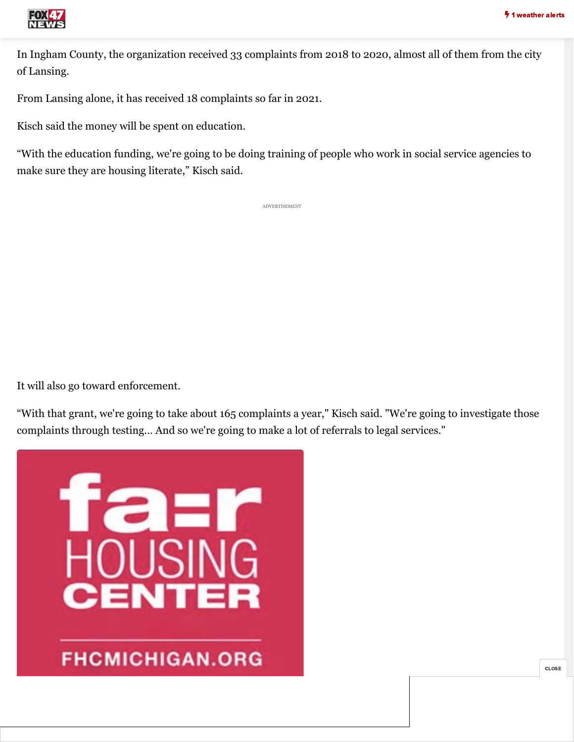In Ingham County, the organization received 33 complaints from 2018 to 2020, almost all of them from the city of Lansing.

From Lansing alone, it has received 18 complaints so far in 2021.

Kisch said the money will be spent on education.

“With the education funding, we're going to be doing training of people who work in social service agencies to make sure they are housing literate,” Kisch said.

It will also go toward enforcement.

“With that grant, we're going to take about 165 complaints a year," Kisch said. "We're going to investigate those complaints through testing... And so we're going to make a lot of referrals to legal services."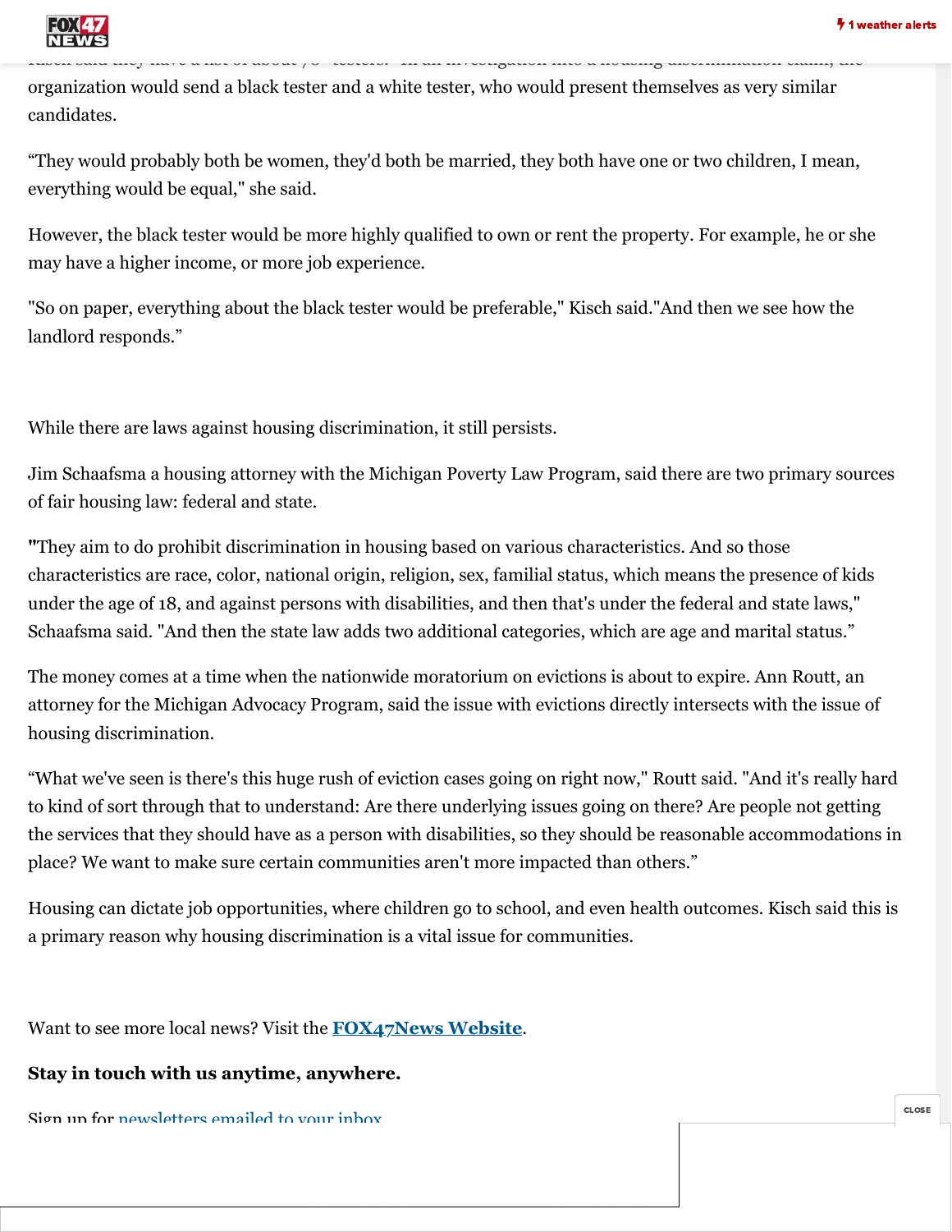organization would send a black tester and a white tester, who would present themselves as very similar candidates.

“They would probably both be women, they'd both be married, they both have one or two children, I mean, everything would be equal," she said.

However, the black tester would be more highly qualified to own or rent the property. For example, he or she may have a higher income, or more job experience.

"So on paper, everything about the black tester would be preferable," Kisch said."And then we see how the landlord responds.”

While there are laws against housing discrimination, it still persists.

Jim Schaafsma a housing attorney with the Michigan Poverty Law Program, said there are two primary sources of fair housing law: federal and state.

**"**They aim to do prohibit discrimination in housing based on various characteristics. And so those characteristics are race, color, national origin, religion, sex, familial status, which means the presence of kids under the age of 18, and against persons with disabilities, and then that's under the federal and state laws," Schaafsma said. "And then the state law adds two additional categories, which are age and marital status.”

The money comes at a time when the nationwide moratorium on evictions is about to expire. Ann Routt, an attorney for the Michigan Advocacy Program, said the issue with evictions directly intersects with the issue of housing discrimination.

“What we've seen is there's this huge rush of eviction cases going on right now," Routt said. "And it's really hard to kind of sort through that to understand: Are there underlying issues going on there? Are people not getting the services that they should have as a person with disabilities, so they should be reasonable accommodations in place? We want to make sure certain communities aren't more impacted than others.”

Housing can dictate job opportunities, where children go to school, and even health outcomes. Kisch said this is a primary reason why housing discrimination is a vital issue for communities.

Want to see more local news? Visit the **FOX47News Website**.

**Stay in touch with us anytime, anywhere.**

Sign up for newsletters emailed to your inbox